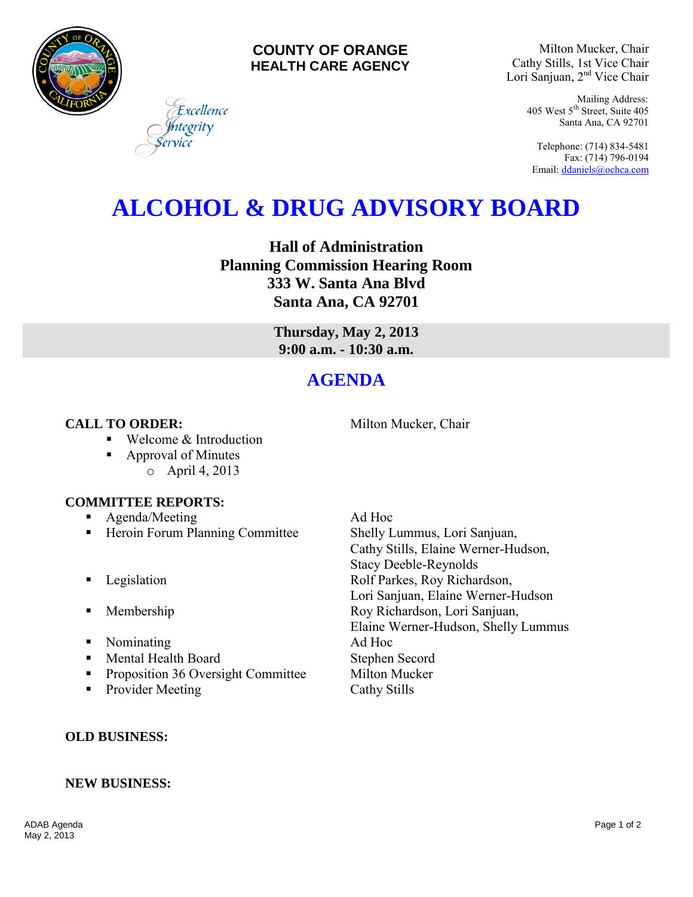**COUNTY OF ORANGE**
**HEALTH CARE AGENCY**

*Excellence*
*Integrity*
*Service*

Milton Mucker, Chair
Cathy Stills, 1st Vice Chair
Lori Sanjuan, 2nd Vice Chair

Mailing Address:
405 West 5th Street, Suite 405
Santa Ana, CA 92701

Telephone: (714) 834-5481
Fax: (714) 796-0194
Email: ddaniels@ochca.com

# ALCOHOL & DRUG ADVISORY BOARD

**Hall of Administration**
**Planning Commission Hearing Room**
**333 W. Santa Ana Blvd**
**Santa Ana, CA 92701**

**Thursday, May 2, 2013**
**9:00 a.m. - 10:30 a.m.**

## AGENDA

**CALL TO ORDER:** Milton Mucker, Chair

- Welcome & Introduction
- Approval of Minutes
  - April 4, 2013

**COMMITTEE REPORTS:**

- Agenda/Meeting — Ad Hoc
- Heroin Forum Planning Committee — Shelly Lummus, Lori Sanjuan, Cathy Stills, Elaine Werner-Hudson, Stacy Deeble-Reynolds
- Legislation — Rolf Parkes, Roy Richardson, Lori Sanjuan, Elaine Werner-Hudson
- Membership — Roy Richardson, Lori Sanjuan, Elaine Werner-Hudson, Shelly Lummus
- Nominating — Ad Hoc
- Mental Health Board — Stephen Secord
- Proposition 36 Oversight Committee — Milton Mucker
- Provider Meeting — Cathy Stills

**OLD BUSINESS:**

**NEW BUSINESS:**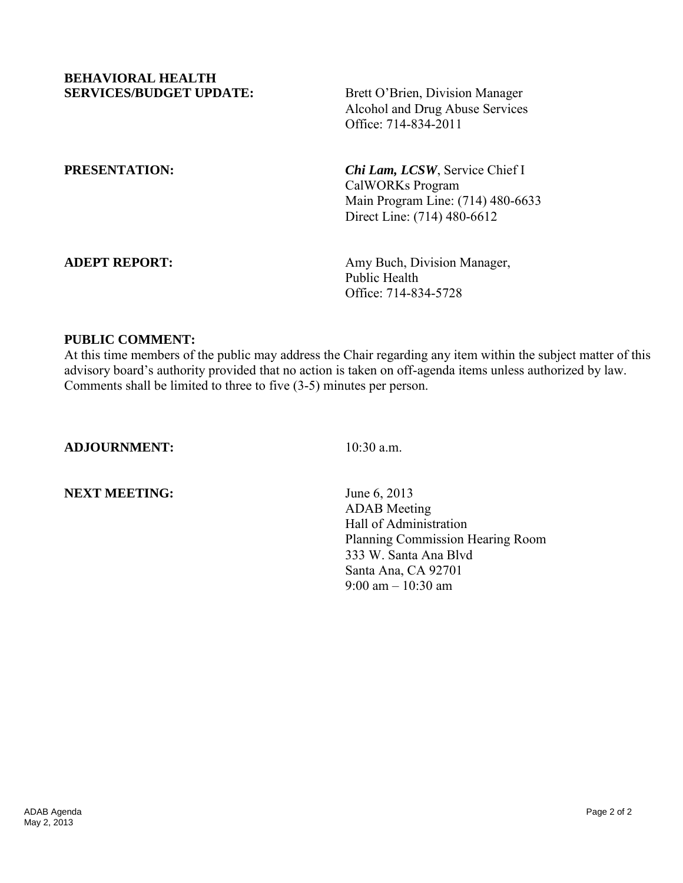**BEHAVIORAL HEALTH SERVICES/BUDGET UPDATE:**

Brett O'Brien, Division Manager
Alcohol and Drug Abuse Services
Office: 714-834-2011

**PRESENTATION:**

***Chi Lam, LCSW***, Service Chief I
CalWORKs Program
Main Program Line: (714) 480-6633
Direct Line: (714) 480-6612

**ADEPT REPORT:**

Amy Buch, Division Manager,
Public Health
Office: 714-834-5728

**PUBLIC COMMENT:**
At this time members of the public may address the Chair regarding any item within the subject matter of this advisory board's authority provided that no action is taken on off-agenda items unless authorized by law. Comments shall be limited to three to five (3-5) minutes per person.

**ADJOURNMENT:** 10:30 a.m.

**NEXT MEETING:**

June 6, 2013
ADAB Meeting
Hall of Administration
Planning Commission Hearing Room
333 W. Santa Ana Blvd
Santa Ana, CA 92701
9:00 am – 10:30 am